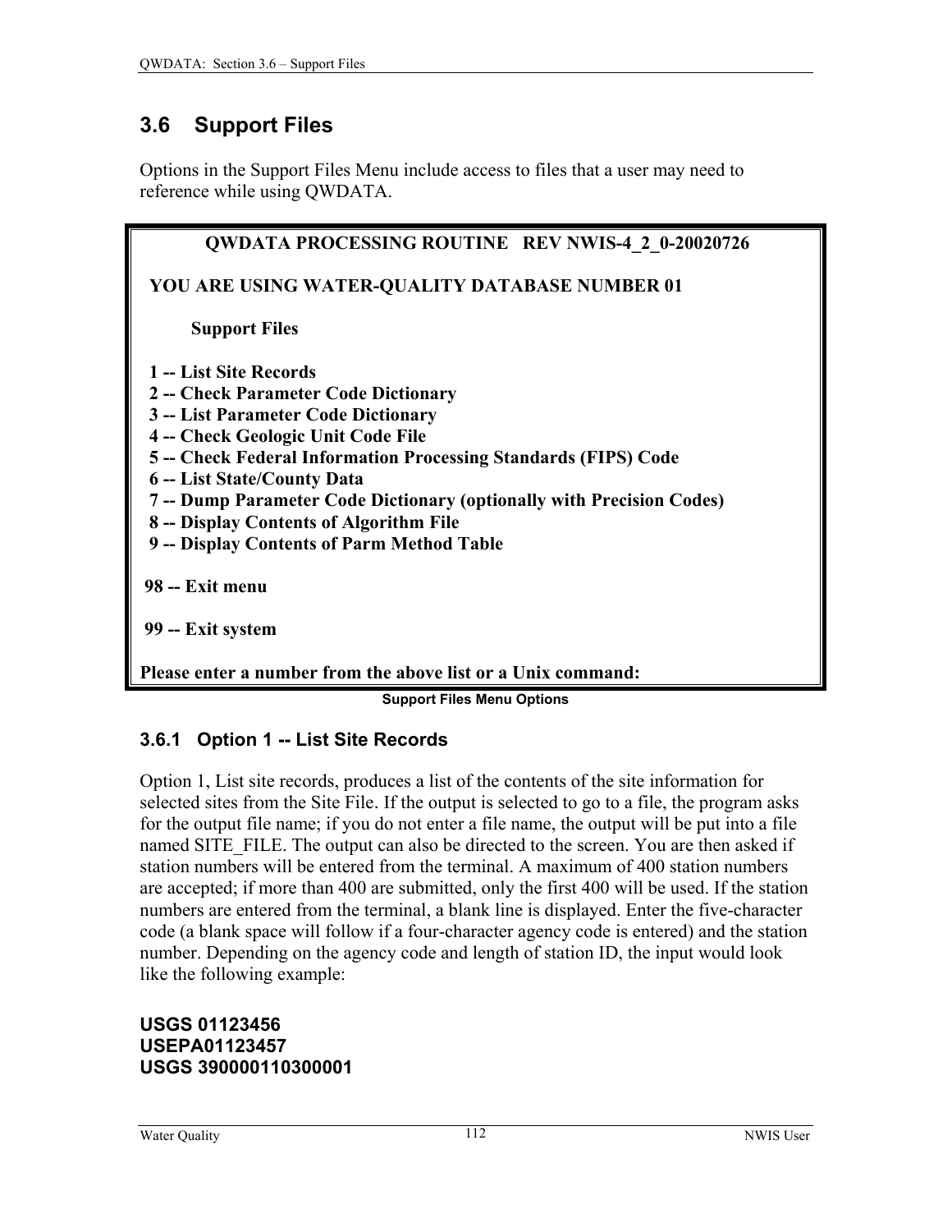## 3.6 Support Files

Options in the Support Files Menu include access to files that a user may need to reference while using QWDATA.

```
        QWDATA PROCESSING ROUTINE   REV NWIS-4_2_0-20020726

  YOU ARE USING WATER-QUALITY DATABASE NUMBER 01

        Support Files

  1 -- List Site Records
  2 -- Check Parameter Code Dictionary
  3 -- List Parameter Code Dictionary
  4 -- Check Geologic Unit Code File
  5 -- Check Federal Information Processing Standards (FIPS) Code
  6 -- List State/County Data
  7 -- Dump Parameter Code Dictionary (optionally with Precision Codes)
  8 -- Display Contents of Algorithm File
  9 -- Display Contents of Parm Method Table

 98 -- Exit menu

 99 -- Exit system

Please enter a number from the above list or a Unix command:
```

**Support Files Menu Options**

### 3.6.1 Option 1 -- List Site Records

Option 1, List site records, produces a list of the contents of the site information for selected sites from the Site File. If the output is selected to go to a file, the program asks for the output file name; if you do not enter a file name, the output will be put into a file named SITE_FILE. The output can also be directed to the screen. You are then asked if station numbers will be entered from the terminal. A maximum of 400 station numbers are accepted; if more than 400 are submitted, only the first 400 will be used. If the station numbers are entered from the terminal, a blank line is displayed. Enter the five-character code (a blank space will follow if a four-character agency code is entered) and the station number. Depending on the agency code and length of station ID, the input would look like the following example:

```
USGS 01123456
USEPA01123457
USGS 390000110300001
```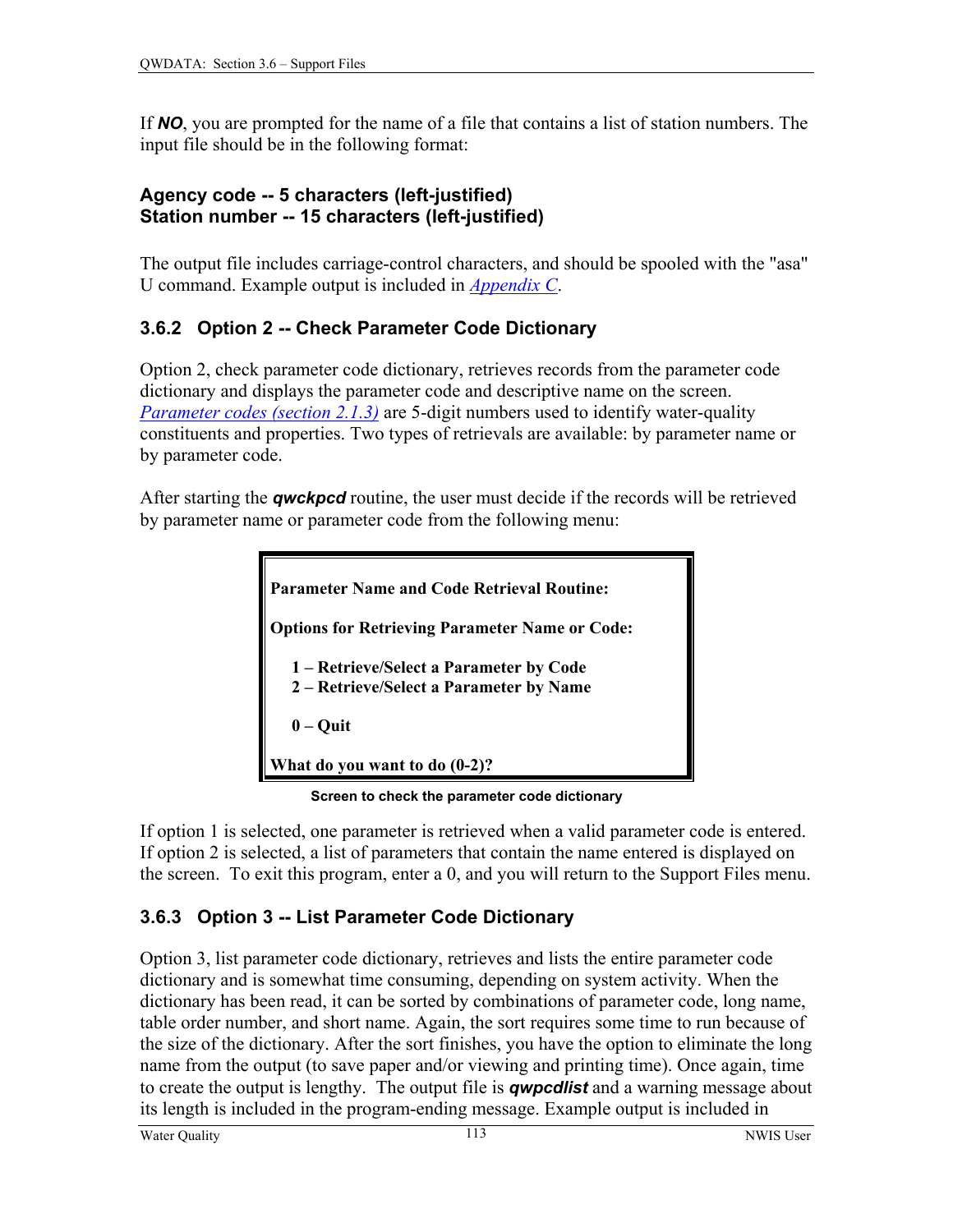If ***NO***, you are prompted for the name of a file that contains a list of station numbers. The input file should be in the following format:

**Agency code -- 5 characters (left-justified)**
**Station number -- 15 characters (left-justified)**

The output file includes carriage-control characters, and should be spooled with the "asa" U command. Example output is included in *Appendix C*.

### 3.6.2 Option 2 -- Check Parameter Code Dictionary

Option 2, check parameter code dictionary, retrieves records from the parameter code dictionary and displays the parameter code and descriptive name on the screen. *Parameter codes (section 2.1.3)* are 5-digit numbers used to identify water-quality constituents and properties. Two types of retrievals are available: by parameter name or by parameter code.

After starting the ***qwckpcd*** routine, the user must decide if the records will be retrieved by parameter name or parameter code from the following menu:

```
Parameter Name and Code Retrieval Routine:

Options for Retrieving Parameter Name or Code:

   1 – Retrieve/Select a Parameter by Code
   2 – Retrieve/Select a Parameter by Name

   0 – Quit

What do you want to do (0-2)?
```

**Screen to check the parameter code dictionary**

If option 1 is selected, one parameter is retrieved when a valid parameter code is entered. If option 2 is selected, a list of parameters that contain the name entered is displayed on the screen. To exit this program, enter a 0, and you will return to the Support Files menu.

### 3.6.3 Option 3 -- List Parameter Code Dictionary

Option 3, list parameter code dictionary, retrieves and lists the entire parameter code dictionary and is somewhat time consuming, depending on system activity. When the dictionary has been read, it can be sorted by combinations of parameter code, long name, table order number, and short name. Again, the sort requires some time to run because of the size of the dictionary. After the sort finishes, you have the option to eliminate the long name from the output (to save paper and/or viewing and printing time). Once again, time to create the output is lengthy. The output file is ***qwpcdlist*** and a warning message about its length is included in the program-ending message. Example output is included in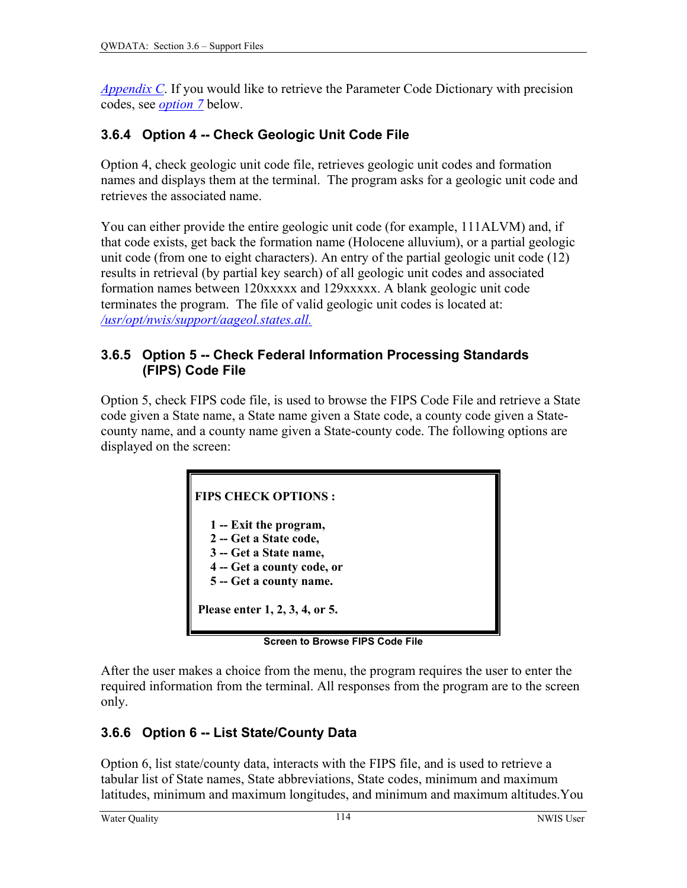*Appendix C*. If you would like to retrieve the Parameter Code Dictionary with precision codes, see *option 7* below.

### 3.6.4 Option 4 -- Check Geologic Unit Code File

Option 4, check geologic unit code file, retrieves geologic unit codes and formation names and displays them at the terminal. The program asks for a geologic unit code and retrieves the associated name.

You can either provide the entire geologic unit code (for example, 111ALVM) and, if that code exists, get back the formation name (Holocene alluvium), or a partial geologic unit code (from one to eight characters). An entry of the partial geologic unit code (12) results in retrieval (by partial key search) of all geologic unit codes and associated formation names between 120xxxxx and 129xxxxx. A blank geologic unit code terminates the program. The file of valid geologic unit codes is located at: */usr/opt/nwis/support/aageol.states.all.*

### 3.6.5 Option 5 -- Check Federal Information Processing Standards (FIPS) Code File

Option 5, check FIPS code file, is used to browse the FIPS Code File and retrieve a State code given a State name, a State name given a State code, a county code given a State-county name, and a county name given a State-county code. The following options are displayed on the screen:

```
FIPS CHECK OPTIONS :

    1 -- Exit the program,
    2 -- Get a State code,
    3 -- Get a State name,
    4 -- Get a county code, or
    5 -- Get a county name.

 Please enter 1, 2, 3, 4, or 5.
```

**Screen to Browse FIPS Code File**

After the user makes a choice from the menu, the program requires the user to enter the required information from the terminal. All responses from the program are to the screen only.

### 3.6.6 Option 6 -- List State/County Data

Option 6, list state/county data, interacts with the FIPS file, and is used to retrieve a tabular list of State names, State abbreviations, State codes, minimum and maximum latitudes, minimum and maximum longitudes, and minimum and maximum altitudes.You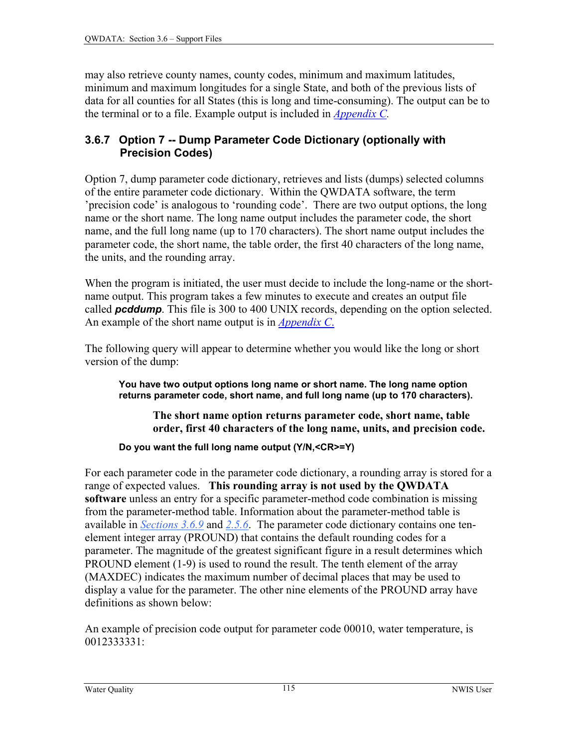may also retrieve county names, county codes, minimum and maximum latitudes, minimum and maximum longitudes for a single State, and both of the previous lists of data for all counties for all States (this is long and time-consuming). The output can be to the terminal or to a file. Example output is included in *Appendix C*.

### 3.6.7 Option 7 -- Dump Parameter Code Dictionary (optionally with Precision Codes)

Option 7, dump parameter code dictionary, retrieves and lists (dumps) selected columns of the entire parameter code dictionary. Within the QWDATA software, the term 'precision code' is analogous to 'rounding code'. There are two output options, the long name or the short name. The long name output includes the parameter code, the short name, and the full long name (up to 170 characters). The short name output includes the parameter code, the short name, the table order, the first 40 characters of the long name, the units, and the rounding array.

When the program is initiated, the user must decide to include the long-name or the short-name output. This program takes a few minutes to execute and creates an output file called ***pcddump***. This file is 300 to 400 UNIX records, depending on the option selected. An example of the short name output is in *Appendix C.*

The following query will appear to determine whether you would like the long or short version of the dump:

> **You have two output options long name or short name. The long name option returns parameter code, short name, and full long name (up to 170 characters).**
>
> > **The short name option returns parameter code, short name, table order, first 40 characters of the long name, units, and precision code.**
>
> **Do you want the full long name output (Y/N,<CR>=Y)**

For each parameter code in the parameter code dictionary, a rounding array is stored for a range of expected values. **This rounding array is not used by the QWDATA software** unless an entry for a specific parameter-method code combination is missing from the parameter-method table. Information about the parameter-method table is available in *Sections 3.6.9* and *2.5.6*. The parameter code dictionary contains one ten-element integer array (PROUND) that contains the default rounding codes for a parameter. The magnitude of the greatest significant figure in a result determines which PROUND element (1-9) is used to round the result. The tenth element of the array (MAXDEC) indicates the maximum number of decimal places that may be used to display a value for the parameter. The other nine elements of the PROUND array have definitions as shown below:

An example of precision code output for parameter code 00010, water temperature, is 0012333331: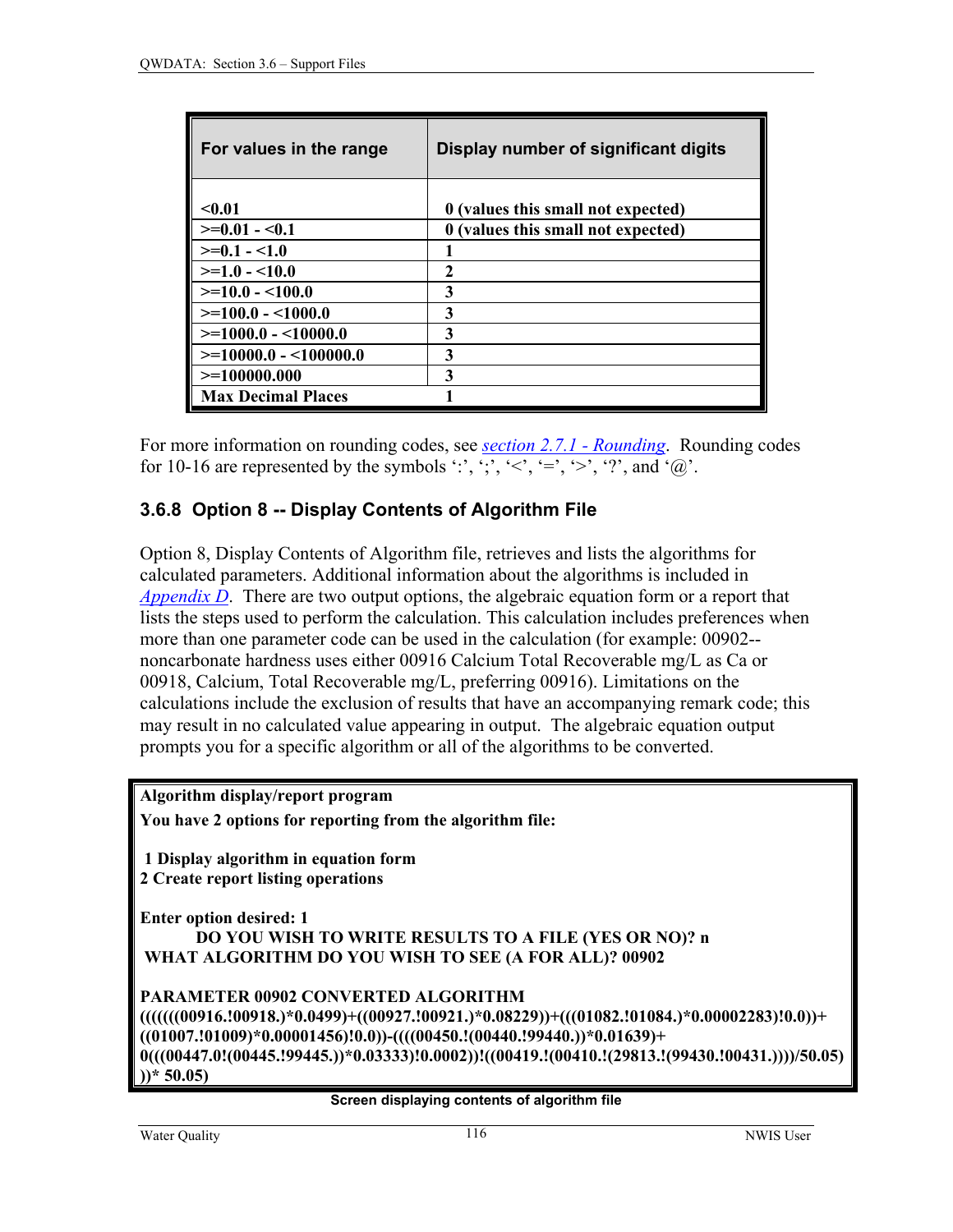| For values in the range | Display number of significant digits |
|---|---|
| <0.01 | 0 (values this small not expected) |
| >=0.01 - <0.1 | 0 (values this small not expected) |
| >=0.1 - <1.0 | 1 |
| >=1.0 - <10.0 | 2 |
| >=10.0 - <100.0 | 3 |
| >=100.0 - <1000.0 | 3 |
| >=1000.0 - <10000.0 | 3 |
| >=10000.0 - <100000.0 | 3 |
| >=100000.000 | 3 |
| Max Decimal Places | 1 |

For more information on rounding codes, see *section 2.7.1 - Rounding*. Rounding codes for 10-16 are represented by the symbols ':', ';', '<', '=', '>', '?', and '@'.

### 3.6.8 Option 8 -- Display Contents of Algorithm File

Option 8, Display Contents of Algorithm file, retrieves and lists the algorithms for calculated parameters. Additional information about the algorithms is included in *Appendix D*. There are two output options, the algebraic equation form or a report that lists the steps used to perform the calculation. This calculation includes preferences when more than one parameter code can be used in the calculation (for example: 00902--noncarbonate hardness uses either 00916 Calcium Total Recoverable mg/L as Ca or 00918, Calcium, Total Recoverable mg/L, preferring 00916). Limitations on the calculations include the exclusion of results that have an accompanying remark code; this may result in no calculated value appearing in output. The algebraic equation output prompts you for a specific algorithm or all of the algorithms to be converted.

```
Algorithm display/report program
You have 2 options for reporting from the algorithm file:

 1 Display algorithm in equation form
2 Create report listing operations

Enter option desired: 1
         DO YOU WISH TO WRITE RESULTS TO A FILE (YES OR NO)? n
 WHAT ALGORITHM DO YOU WISH TO SEE (A FOR ALL)? 00902

PARAMETER 00902 CONVERTED ALGORITHM
(((((((00916.!00918.)*0.0499)+((00927.!00921.)*0.08229))+(((01082.!01084.)*0.00002283)!0.0))+
((01007.!01009)*0.00001456)!0.0))-((((00450.!(00440.!99440.))*0.01639)+
0(((00447.0!(00445.!99445.))*0.03333)!0.0002))!((00419.!(00410.!(29813.!(99430.!00431.))))/50.05)
))* 50.05)
```

Screen displaying contents of algorithm file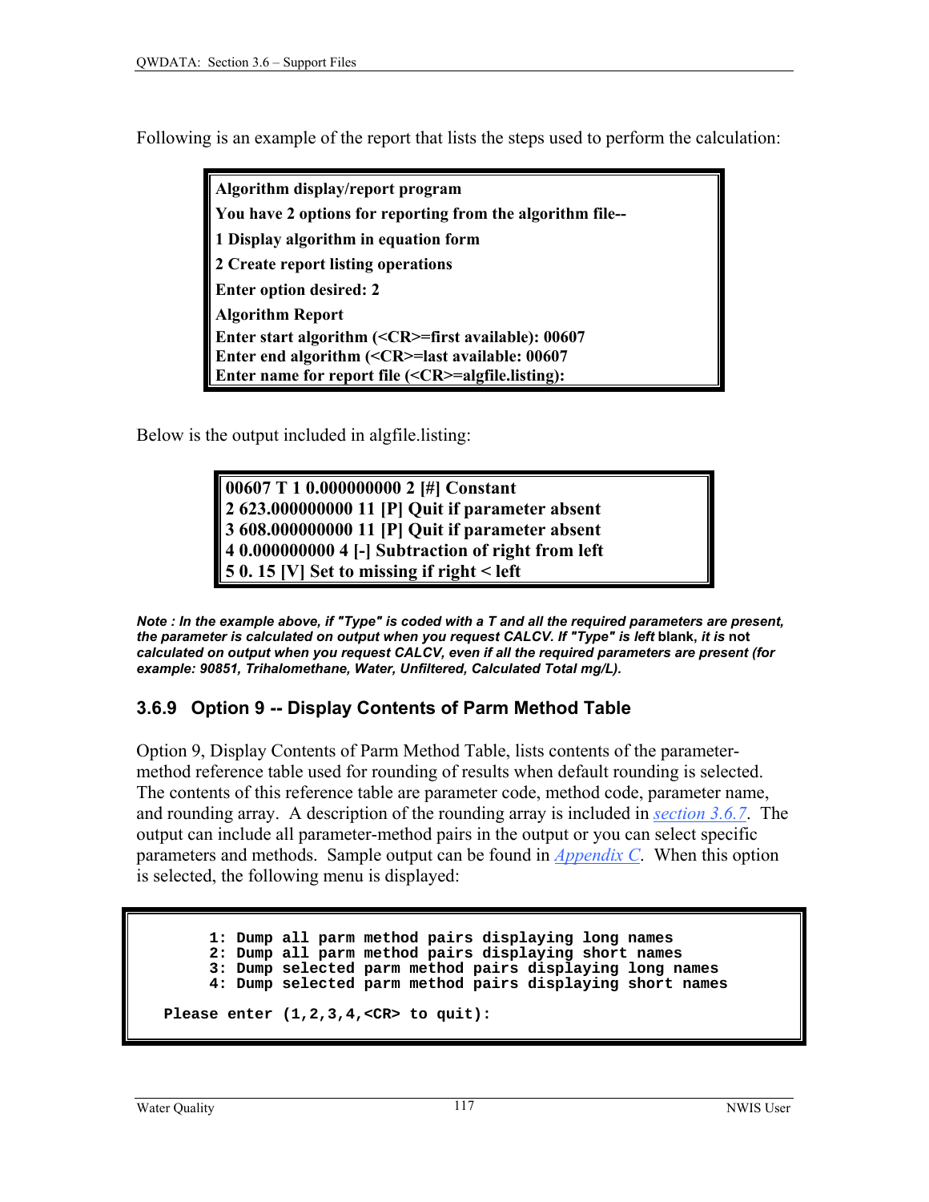Following is an example of the report that lists the steps used to perform the calculation:

```
Algorithm display/report program
You have 2 options for reporting from the algorithm file--
1 Display algorithm in equation form
2 Create report listing operations
Enter option desired: 2
Algorithm Report
Enter start algorithm (<CR>=first available): 00607
Enter end algorithm (<CR>=last available: 00607
Enter name for report file (<CR>=algfile.listing):
```

Below is the output included in algfile.listing:

```
00607 T 1 0.000000000 2 [#] Constant
2 623.000000000 11 [P] Quit if parameter absent
3 608.000000000 11 [P] Quit if parameter absent
4 0.000000000 4 [-] Subtraction of right from left
5 0. 15 [V] Set to missing if right < left
```

***Note : In the example above, if "Type" is coded with a T and all the required parameters are present, the parameter is calculated on output when you request CALCV. If "Type" is left* blank, *it is* not *calculated on output when you request CALCV, even if all the required parameters are present (for example: 90851, Trihalomethane, Water, Unfiltered, Calculated Total mg/L).***

### 3.6.9 Option 9 -- Display Contents of Parm Method Table

Option 9, Display Contents of Parm Method Table, lists contents of the parameter-method reference table used for rounding of results when default rounding is selected. The contents of this reference table are parameter code, method code, parameter name, and rounding array. A description of the rounding array is included in section 3.6.7. The output can include all parameter-method pairs in the output or you can select specific parameters and methods. Sample output can be found in Appendix C. When this option is selected, the following menu is displayed:

```
        1: Dump all parm method pairs displaying long names
        2: Dump all parm method pairs displaying short names
        3: Dump selected parm method pairs displaying long names
        4: Dump selected parm method pairs displaying short names

   Please enter (1,2,3,4,<CR> to quit):
```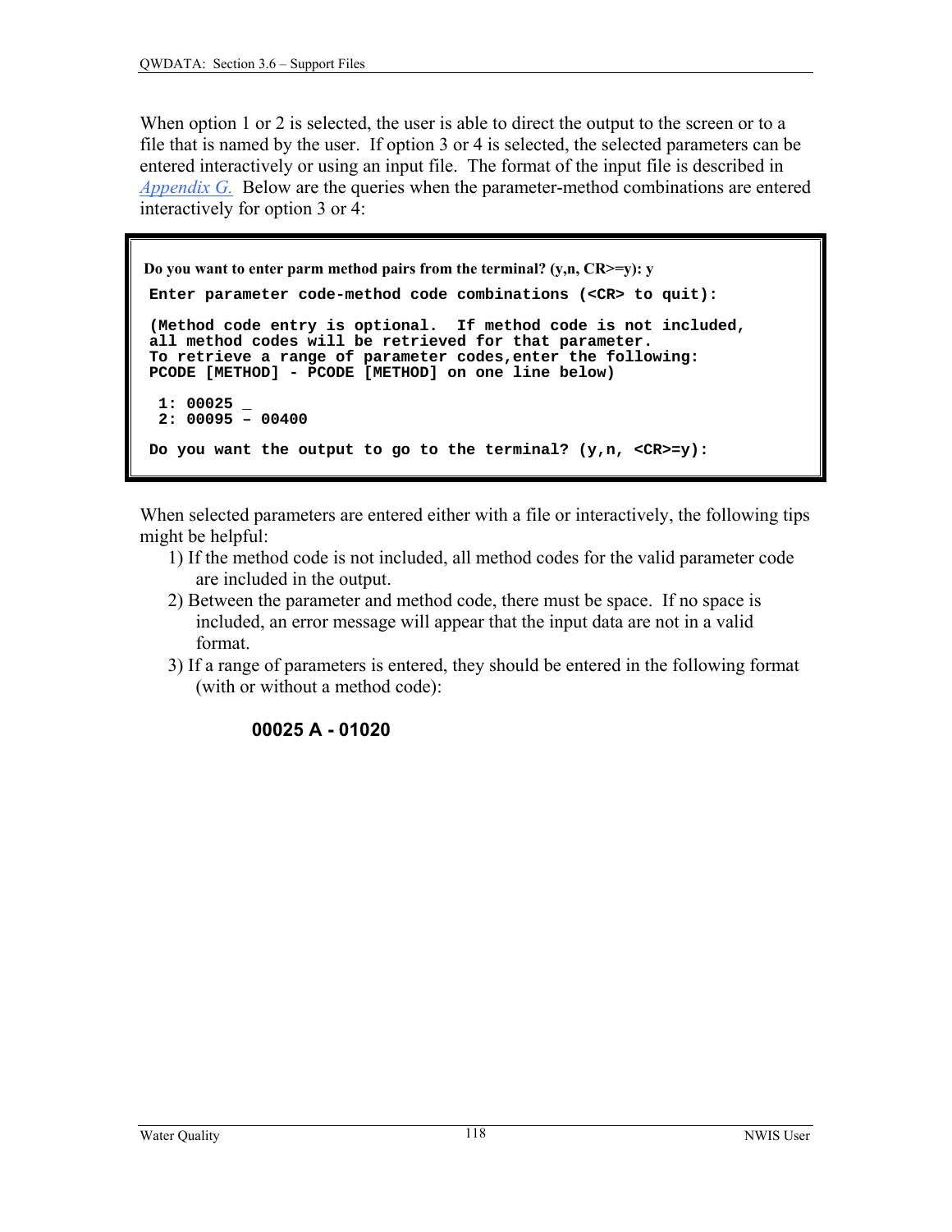When option 1 or 2 is selected, the user is able to direct the output to the screen or to a file that is named by the user. If option 3 or 4 is selected, the selected parameters can be entered interactively or using an input file. The format of the input file is described in *Appendix G.* Below are the queries when the parameter-method combinations are entered interactively for option 3 or 4:

```
Do you want to enter parm method pairs from the terminal? (y,n, CR>=y): y
 Enter parameter code-method code combinations (<CR> to quit):

 (Method code entry is optional.  If method code is not included,
 all method codes will be retrieved for that parameter.
 To retrieve a range of parameter codes,enter the following:
 PCODE [METHOD] - PCODE [METHOD] on one line below)

  1: 00025 _
  2: 00095 – 00400

 Do you want the output to go to the terminal? (y,n, <CR>=y):
```

When selected parameters are entered either with a file or interactively, the following tips might be helpful:

1) If the method code is not included, all method codes for the valid parameter code are included in the output.
2) Between the parameter and method code, there must be space. If no space is included, an error message will appear that the input data are not in a valid format.
3) If a range of parameters is entered, they should be entered in the following format (with or without a method code):

**00025 A - 01020**